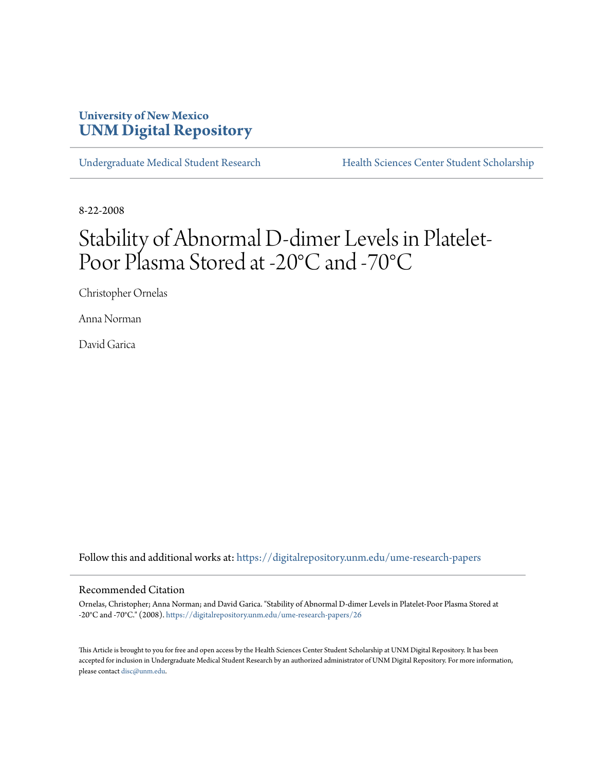University of New Mexico
**UNM Digital Repository**

Undergraduate Medical Student Research | Health Sciences Center Student Scholarship

8-22-2008

# Stability of Abnormal D-dimer Levels in Platelet-Poor Plasma Stored at -20°C and -70°C

Christopher Ornelas

Anna Norman

David Garica

Follow this and additional works at: https://digitalrepository.unm.edu/ume-research-papers

## Recommended Citation

Ornelas, Christopher; Anna Norman; and David Garica. "Stability of Abnormal D-dimer Levels in Platelet-Poor Plasma Stored at -20°C and -70°C." (2008). https://digitalrepository.unm.edu/ume-research-papers/26

This Article is brought to you for free and open access by the Health Sciences Center Student Scholarship at UNM Digital Repository. It has been accepted for inclusion in Undergraduate Medical Student Research by an authorized administrator of UNM Digital Repository. For more information, please contact disc@unm.edu.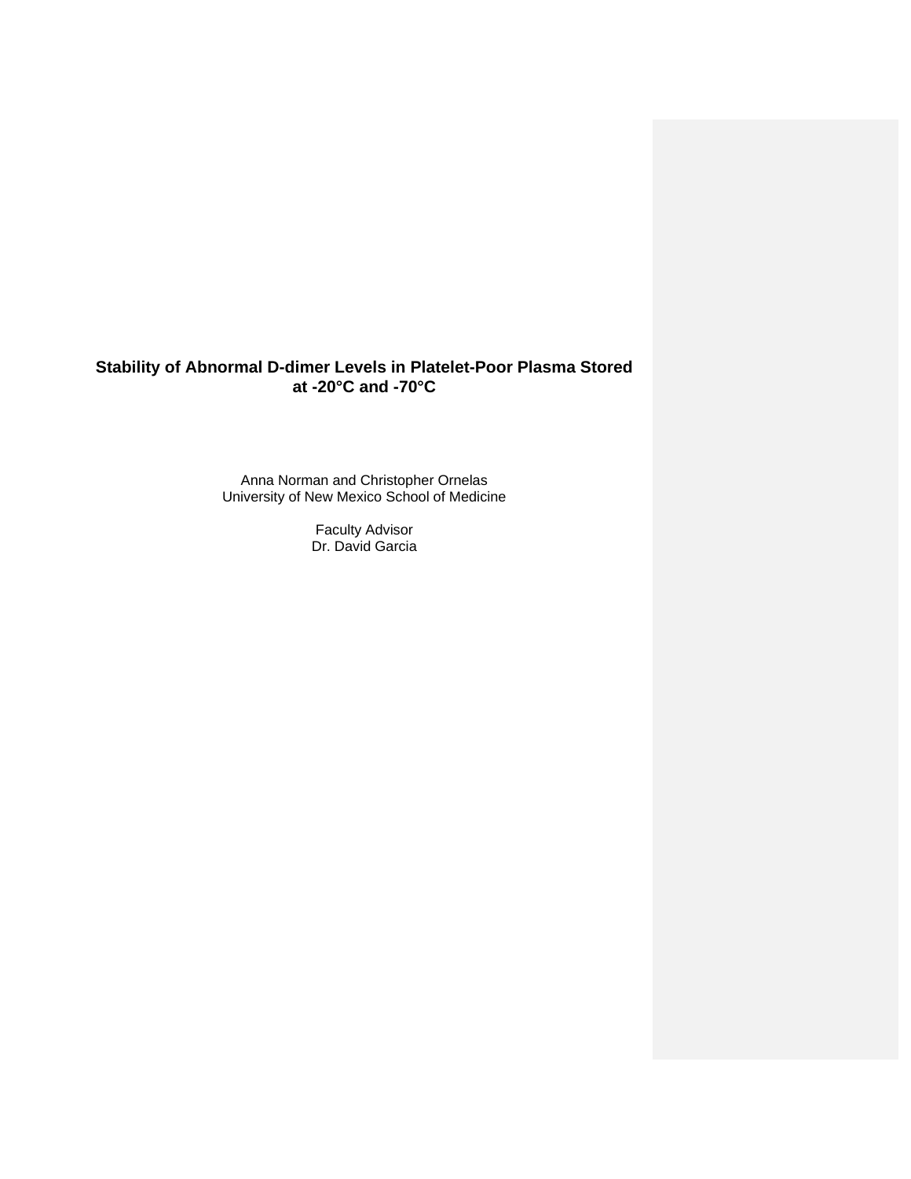# Stability of Abnormal D-dimer Levels in Platelet-Poor Plasma Stored at -20°C and -70°C

Anna Norman and Christopher Ornelas
University of New Mexico School of Medicine

Faculty Advisor
Dr. David Garcia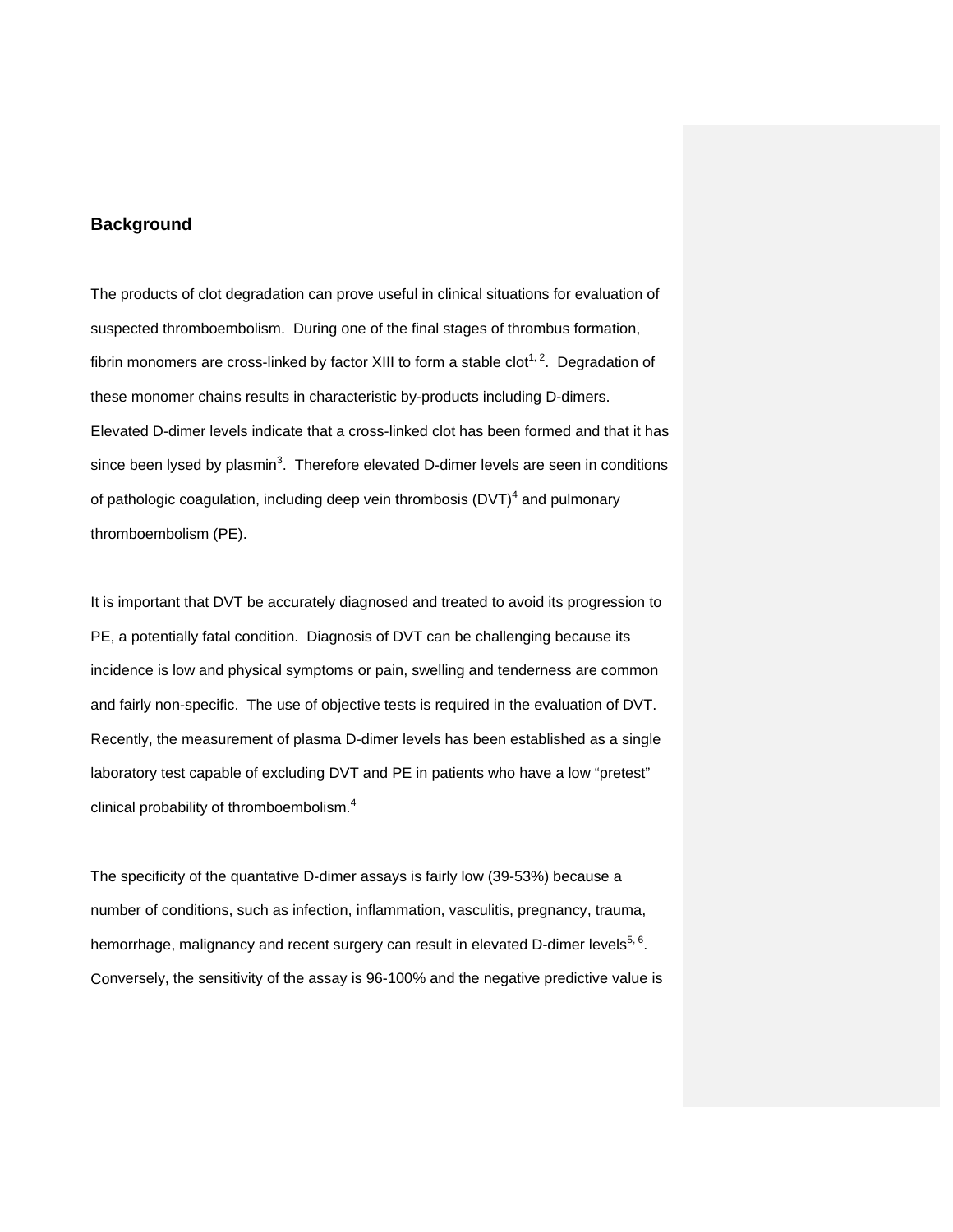## Background

The products of clot degradation can prove useful in clinical situations for evaluation of suspected thromboembolism. During one of the final stages of thrombus formation, fibrin monomers are cross-linked by factor XIII to form a stable clot[1, 2]. Degradation of these monomer chains results in characteristic by-products including D-dimers. Elevated D-dimer levels indicate that a cross-linked clot has been formed and that it has since been lysed by plasmin[3]. Therefore elevated D-dimer levels are seen in conditions of pathologic coagulation, including deep vein thrombosis (DVT)[4] and pulmonary thromboembolism (PE).

It is important that DVT be accurately diagnosed and treated to avoid its progression to PE, a potentially fatal condition. Diagnosis of DVT can be challenging because its incidence is low and physical symptoms or pain, swelling and tenderness are common and fairly non-specific. The use of objective tests is required in the evaluation of DVT. Recently, the measurement of plasma D-dimer levels has been established as a single laboratory test capable of excluding DVT and PE in patients who have a low "pretest" clinical probability of thromboembolism.[4]

The specificity of the quantative D-dimer assays is fairly low (39-53%) because a number of conditions, such as infection, inflammation, vasculitis, pregnancy, trauma, hemorrhage, malignancy and recent surgery can result in elevated D-dimer levels[5, 6]. Conversely, the sensitivity of the assay is 96-100% and the negative predictive value is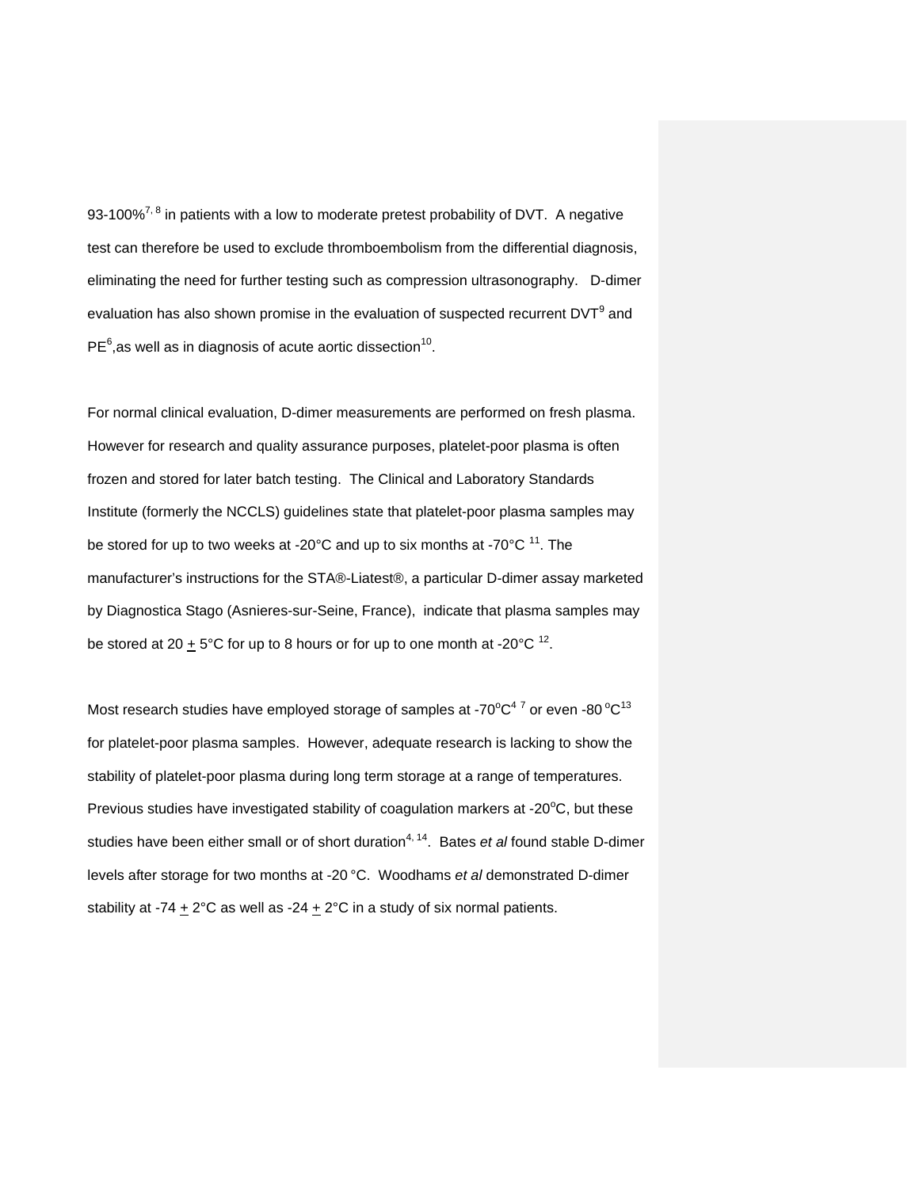93-100%[7, 8] in patients with a low to moderate pretest probability of DVT. A negative test can therefore be used to exclude thromboembolism from the differential diagnosis, eliminating the need for further testing such as compression ultrasonography. D-dimer evaluation has also shown promise in the evaluation of suspected recurrent DVT[9] and PE[6],as well as in diagnosis of acute aortic dissection[10].

For normal clinical evaluation, D-dimer measurements are performed on fresh plasma. However for research and quality assurance purposes, platelet-poor plasma is often frozen and stored for later batch testing. The Clinical and Laboratory Standards Institute (formerly the NCCLS) guidelines state that platelet-poor plasma samples may be stored for up to two weeks at -20°C and up to six months at -70°C [11]. The manufacturer's instructions for the STA®-Liatest®, a particular D-dimer assay marketed by Diagnostica Stago (Asnieres-sur-Seine, France), indicate that plasma samples may be stored at 20 ± 5°C for up to 8 hours or for up to one month at -20°C [12].

Most research studies have employed storage of samples at -70°C[4 7] or even -80 °C[13] for platelet-poor plasma samples. However, adequate research is lacking to show the stability of platelet-poor plasma during long term storage at a range of temperatures. Previous studies have investigated stability of coagulation markers at -20°C, but these studies have been either small or of short duration[4, 14]. Bates *et al* found stable D-dimer levels after storage for two months at -20 °C. Woodhams *et al* demonstrated D-dimer stability at -74 ± 2°C as well as -24 ± 2°C in a study of six normal patients.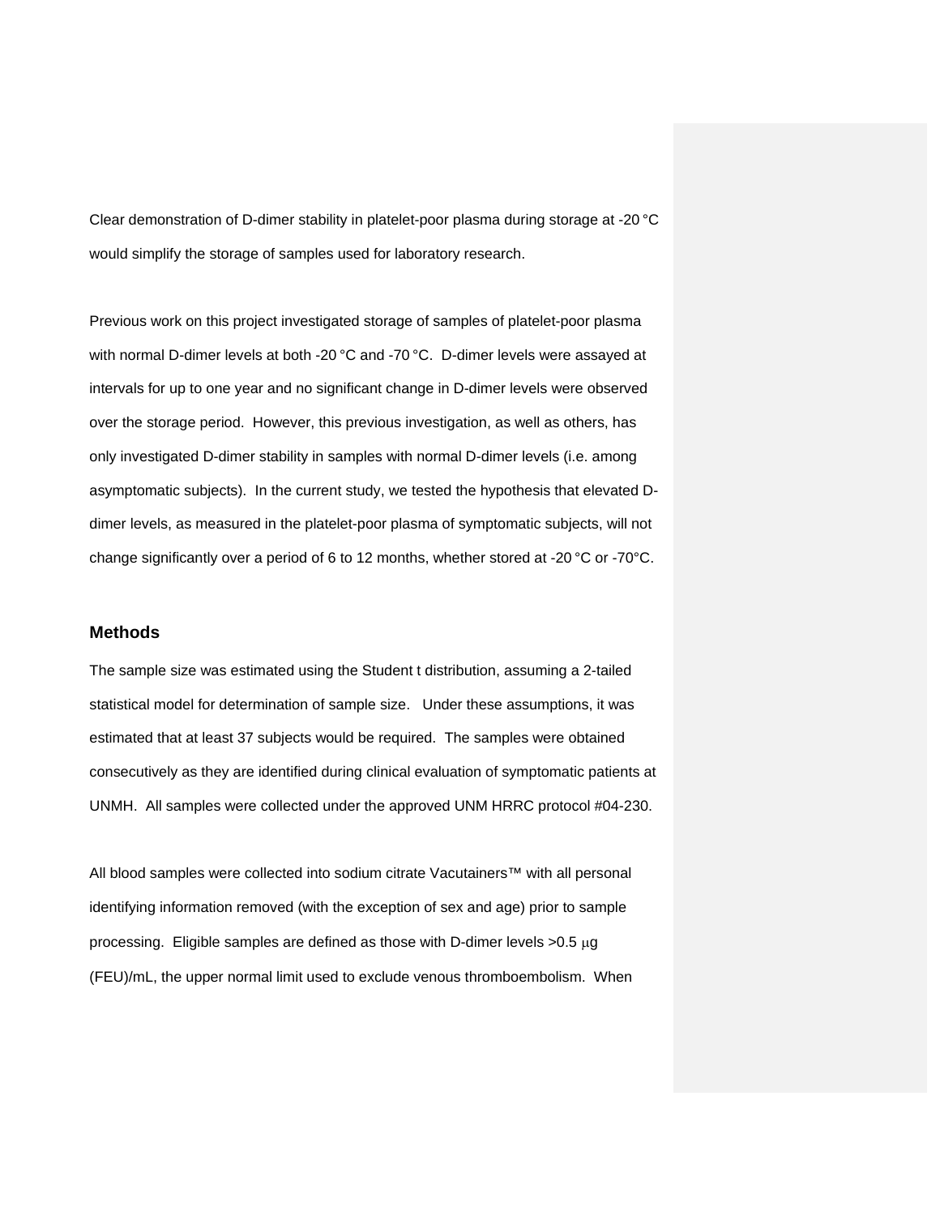Clear demonstration of D-dimer stability in platelet-poor plasma during storage at -20 °C would simplify the storage of samples used for laboratory research.

Previous work on this project investigated storage of samples of platelet-poor plasma with normal D-dimer levels at both -20 °C and -70 °C. D-dimer levels were assayed at intervals for up to one year and no significant change in D-dimer levels were observed over the storage period. However, this previous investigation, as well as others, has only investigated D-dimer stability in samples with normal D-dimer levels (i.e. among asymptomatic subjects). In the current study, we tested the hypothesis that elevated D-dimer levels, as measured in the platelet-poor plasma of symptomatic subjects, will not change significantly over a period of 6 to 12 months, whether stored at -20 °C or -70°C.

## Methods

The sample size was estimated using the Student t distribution, assuming a 2-tailed statistical model for determination of sample size. Under these assumptions, it was estimated that at least 37 subjects would be required. The samples were obtained consecutively as they are identified during clinical evaluation of symptomatic patients at UNMH. All samples were collected under the approved UNM HRRC protocol #04-230.

All blood samples were collected into sodium citrate Vacutainers™ with all personal identifying information removed (with the exception of sex and age) prior to sample processing. Eligible samples are defined as those with D-dimer levels >0.5 μg (FEU)/mL, the upper normal limit used to exclude venous thromboembolism. When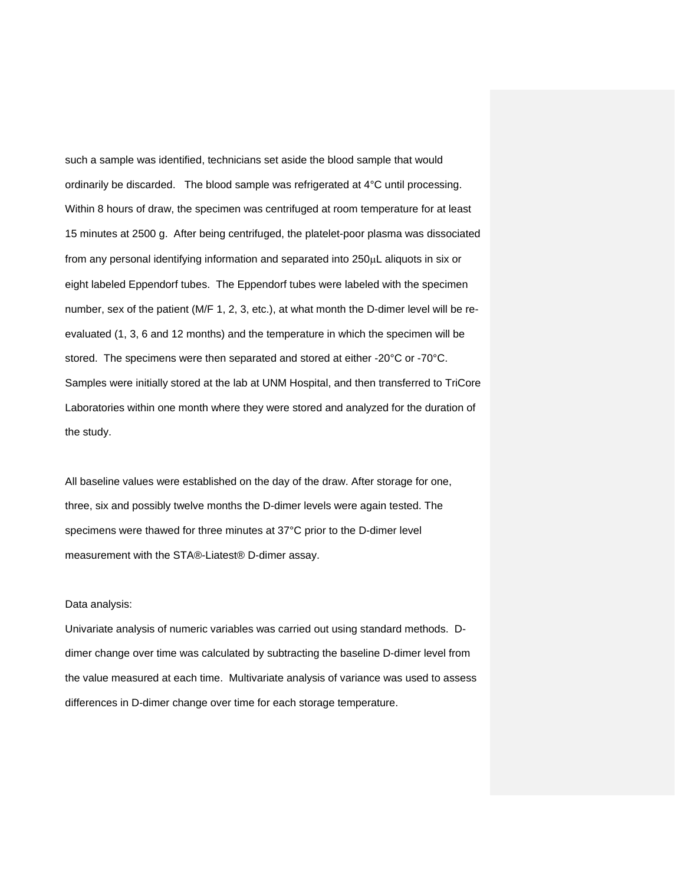such a sample was identified, technicians set aside the blood sample that would ordinarily be discarded. The blood sample was refrigerated at 4°C until processing. Within 8 hours of draw, the specimen was centrifuged at room temperature for at least 15 minutes at 2500 g. After being centrifuged, the platelet-poor plasma was dissociated from any personal identifying information and separated into 250μL aliquots in six or eight labeled Eppendorf tubes. The Eppendorf tubes were labeled with the specimen number, sex of the patient (M/F 1, 2, 3, etc.), at what month the D-dimer level will be re-evaluated (1, 3, 6 and 12 months) and the temperature in which the specimen will be stored. The specimens were then separated and stored at either -20°C or -70°C. Samples were initially stored at the lab at UNM Hospital, and then transferred to TriCore Laboratories within one month where they were stored and analyzed for the duration of the study.

All baseline values were established on the day of the draw. After storage for one, three, six and possibly twelve months the D-dimer levels were again tested. The specimens were thawed for three minutes at 37°C prior to the D-dimer level measurement with the STA®-Liatest® D-dimer assay.

Data analysis:

Univariate analysis of numeric variables was carried out using standard methods. D-dimer change over time was calculated by subtracting the baseline D-dimer level from the value measured at each time. Multivariate analysis of variance was used to assess differences in D-dimer change over time for each storage temperature.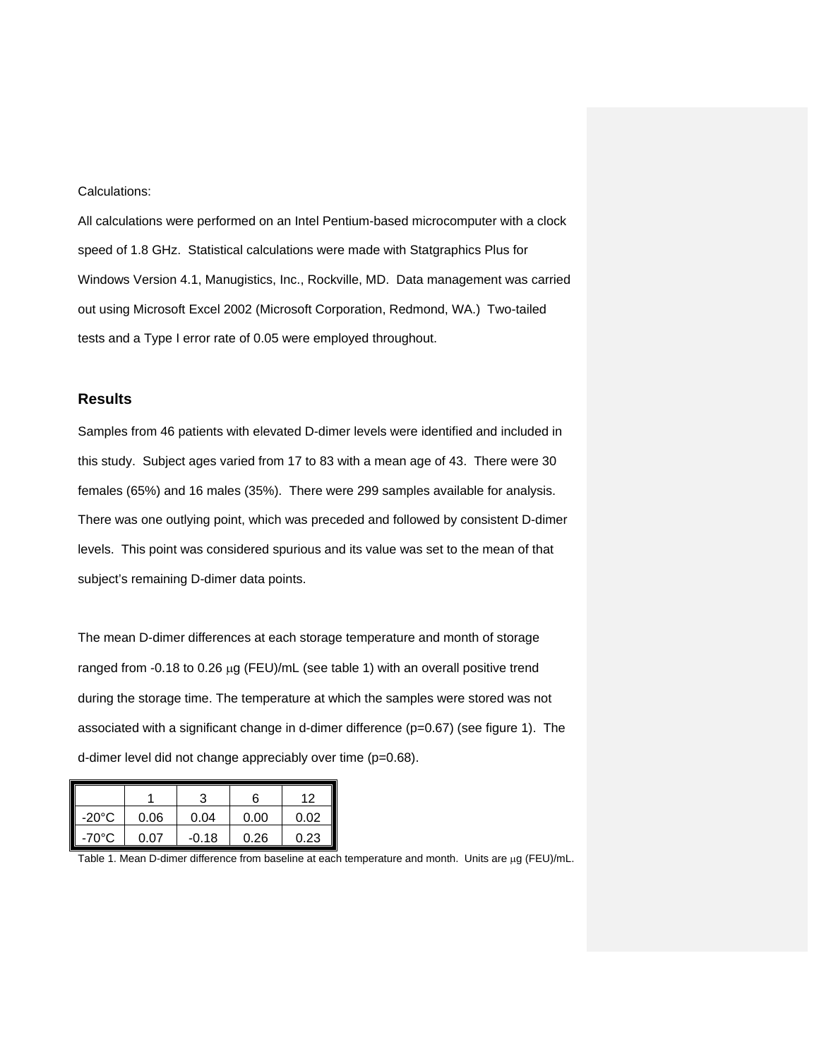Calculations:

All calculations were performed on an Intel Pentium-based microcomputer with a clock speed of 1.8 GHz. Statistical calculations were made with Statgraphics Plus for Windows Version 4.1, Manugistics, Inc., Rockville, MD. Data management was carried out using Microsoft Excel 2002 (Microsoft Corporation, Redmond, WA.) Two-tailed tests and a Type I error rate of 0.05 were employed throughout.

## Results

Samples from 46 patients with elevated D-dimer levels were identified and included in this study. Subject ages varied from 17 to 83 with a mean age of 43. There were 30 females (65%) and 16 males (35%). There were 299 samples available for analysis. There was one outlying point, which was preceded and followed by consistent D-dimer levels. This point was considered spurious and its value was set to the mean of that subject's remaining D-dimer data points.

The mean D-dimer differences at each storage temperature and month of storage ranged from -0.18 to 0.26 μg (FEU)/mL (see table 1) with an overall positive trend during the storage time. The temperature at which the samples were stored was not associated with a significant change in d-dimer difference ($p=0.67$) (see figure 1). The d-dimer level did not change appreciably over time ($p=0.68$).

| | 1 | 3 | 6 | 12 |
|---|---|---|---|---|
| -20°C | 0.06 | 0.04 | 0.00 | 0.02 |
| -70°C | 0.07 | -0.18 | 0.26 | 0.23 |

Table 1. Mean D-dimer difference from baseline at each temperature and month. Units are μg (FEU)/mL.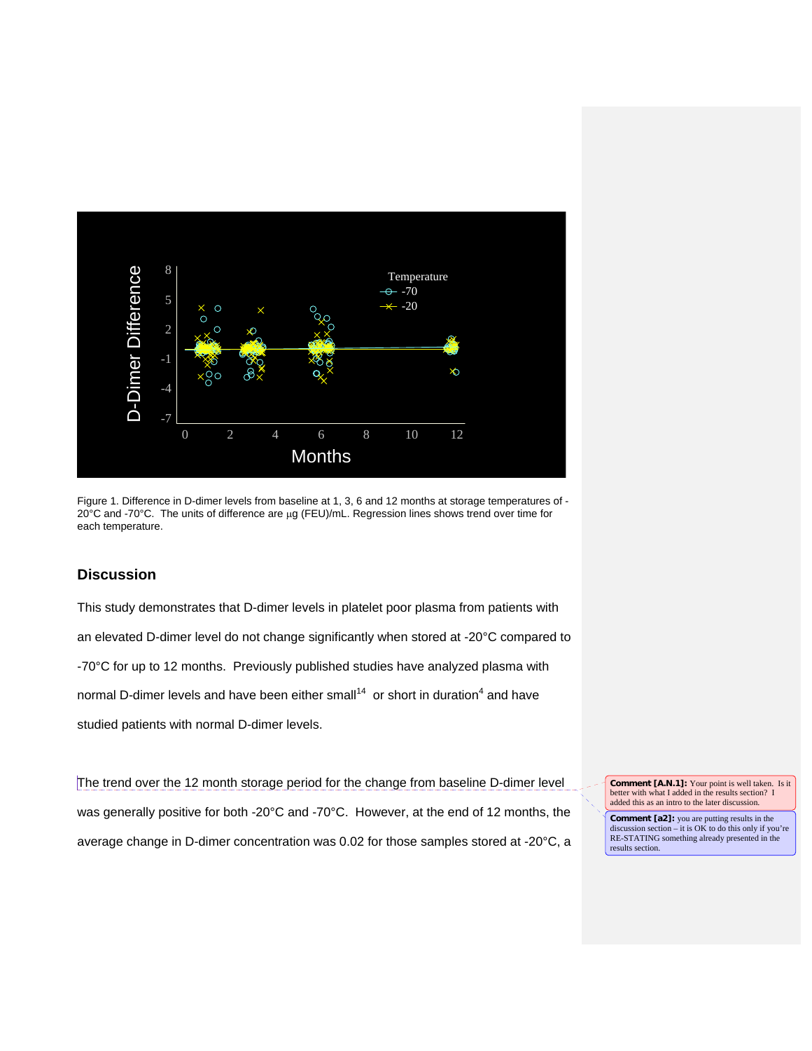Figure 1. Difference in D-dimer levels from baseline at 1, 3, 6 and 12 months at storage temperatures of -20°C and -70°C. The units of difference are μg (FEU)/mL. Regression lines shows trend over time for each temperature.

## Discussion

This study demonstrates that D-dimer levels in platelet poor plasma from patients with an elevated D-dimer level do not change significantly when stored at -20°C compared to -70°C for up to 12 months. Previously published studies have analyzed plasma with normal D-dimer levels and have been either small[14] or short in duration[4] and have studied patients with normal D-dimer levels.

The trend over the 12 month storage period for the change from baseline D-dimer level was generally positive for both -20°C and -70°C. However, at the end of 12 months, the average change in D-dimer concentration was 0.02 for those samples stored at -20°C, a

**Comment [A.N.1]:** Your point is well taken. Is it better with what I added in the results section? I added this as an intro to the later discussion.

**Comment [a2]:** you are putting results in the discussion section – it is OK to do this only if you're RE-STATING something already presented in the results section.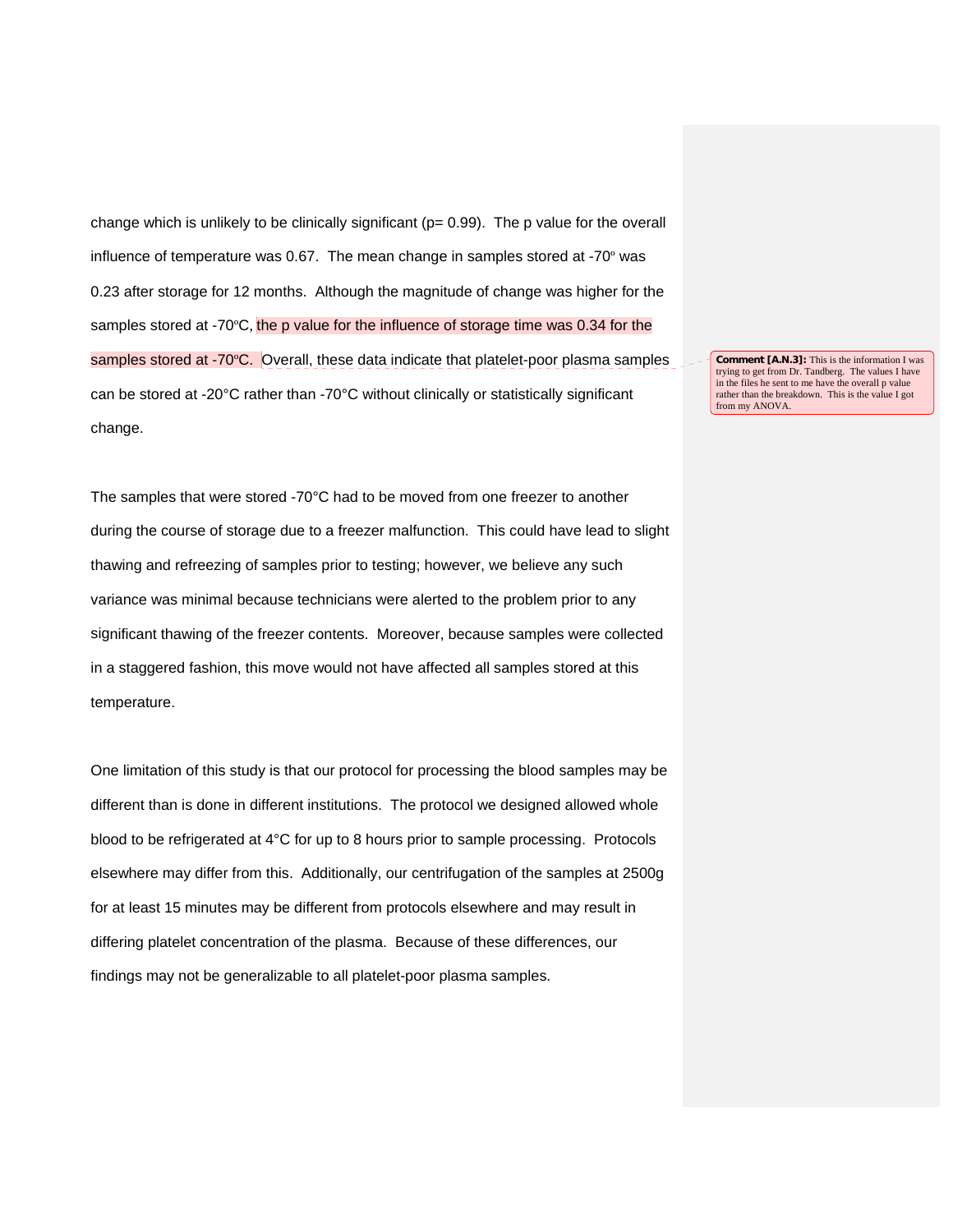change which is unlikely to be clinically significant ($p = 0.99$). The p value for the overall influence of temperature was 0.67. The mean change in samples stored at -70º was 0.23 after storage for 12 months. Although the magnitude of change was higher for the samples stored at -70ºC, the p value for the influence of storage time was 0.34 for the samples stored at -70ºC. Overall, these data indicate that platelet-poor plasma samples can be stored at -20°C rather than -70°C without clinically or statistically significant change.

**Comment [A.N.3]:** This is the information I was trying to get from Dr. Tandberg. The values I have in the files he sent to me have the overall p value rather than the breakdown. This is the value I got from my ANOVA.

The samples that were stored -70°C had to be moved from one freezer to another during the course of storage due to a freezer malfunction. This could have lead to slight thawing and refreezing of samples prior to testing; however, we believe any such variance was minimal because technicians were alerted to the problem prior to any significant thawing of the freezer contents. Moreover, because samples were collected in a staggered fashion, this move would not have affected all samples stored at this temperature.

One limitation of this study is that our protocol for processing the blood samples may be different than is done in different institutions. The protocol we designed allowed whole blood to be refrigerated at 4°C for up to 8 hours prior to sample processing. Protocols elsewhere may differ from this. Additionally, our centrifugation of the samples at 2500g for at least 15 minutes may be different from protocols elsewhere and may result in differing platelet concentration of the plasma. Because of these differences, our findings may not be generalizable to all platelet-poor plasma samples.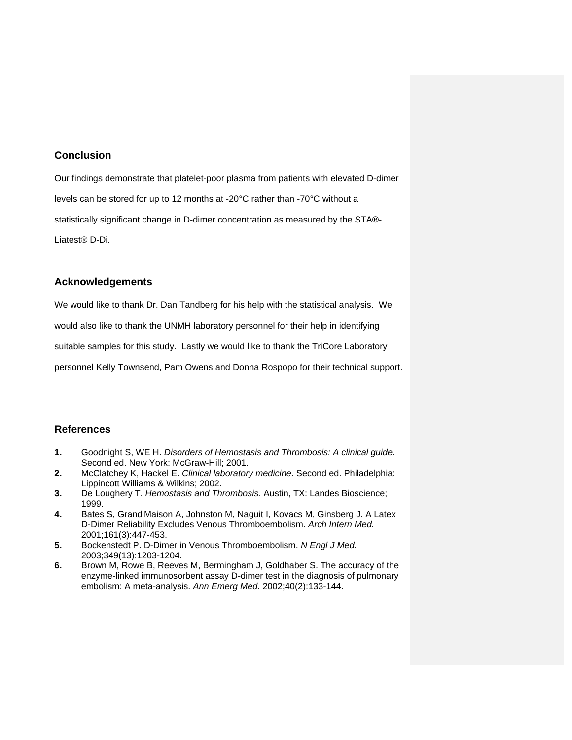## Conclusion

Our findings demonstrate that platelet-poor plasma from patients with elevated D-dimer levels can be stored for up to 12 months at -20°C rather than -70°C without a statistically significant change in D-dimer concentration as measured by the STA®-Liatest® D-Di.

## Acknowledgements

We would like to thank Dr. Dan Tandberg for his help with the statistical analysis. We would also like to thank the UNMH laboratory personnel for their help in identifying suitable samples for this study. Lastly we would like to thank the TriCore Laboratory personnel Kelly Townsend, Pam Owens and Donna Rospopo for their technical support.

## References

**1.** Goodnight S, WE H. *Disorders of Hemostasis and Thrombosis: A clinical guide*. Second ed. New York: McGraw-Hill; 2001.

**2.** McClatchey K, Hackel E. *Clinical laboratory medicine*. Second ed. Philadelphia: Lippincott Williams & Wilkins; 2002.

**3.** De Loughery T. *Hemostasis and Thrombosis*. Austin, TX: Landes Bioscience; 1999.

**4.** Bates S, Grand'Maison A, Johnston M, Naguit I, Kovacs M, Ginsberg J. A Latex D-Dimer Reliability Excludes Venous Thromboembolism. *Arch Intern Med.* 2001;161(3):447-453.

**5.** Bockenstedt P. D-Dimer in Venous Thromboembolism. *N Engl J Med.* 2003;349(13):1203-1204.

**6.** Brown M, Rowe B, Reeves M, Bermingham J, Goldhaber S. The accuracy of the enzyme-linked immunosorbent assay D-dimer test in the diagnosis of pulmonary embolism: A meta-analysis. *Ann Emerg Med.* 2002;40(2):133-144.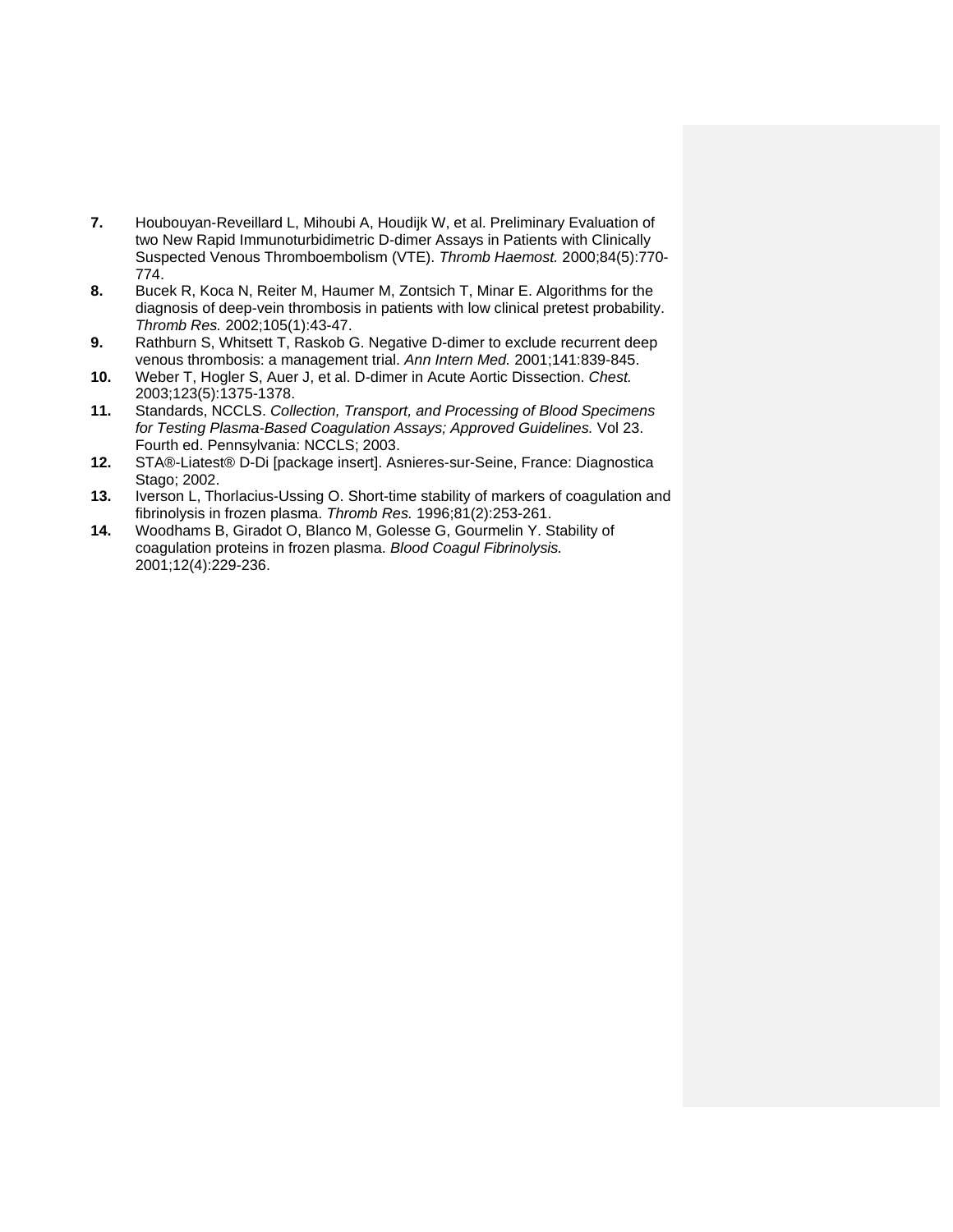**7.** Houbouyan-Reveillard L, Mihoubi A, Houdijk W, et al. Preliminary Evaluation of two New Rapid Immunoturbidimetric D-dimer Assays in Patients with Clinically Suspected Venous Thromboembolism (VTE). *Thromb Haemost.* 2000;84(5):770-774.

**8.** Bucek R, Koca N, Reiter M, Haumer M, Zontsich T, Minar E. Algorithms for the diagnosis of deep-vein thrombosis in patients with low clinical pretest probability. *Thromb Res.* 2002;105(1):43-47.

**9.** Rathburn S, Whitsett T, Raskob G. Negative D-dimer to exclude recurrent deep venous thrombosis: a management trial. *Ann Intern Med.* 2001;141:839-845.

**10.** Weber T, Hogler S, Auer J, et al. D-dimer in Acute Aortic Dissection. *Chest.* 2003;123(5):1375-1378.

**11.** Standards, NCCLS. *Collection, Transport, and Processing of Blood Specimens for Testing Plasma-Based Coagulation Assays; Approved Guidelines.* Vol 23. Fourth ed. Pennsylvania: NCCLS; 2003.

**12.** STA®-Liatest® D-Di [package insert]. Asnieres-sur-Seine, France: Diagnostica Stago; 2002.

**13.** Iverson L, Thorlacius-Ussing O. Short-time stability of markers of coagulation and fibrinolysis in frozen plasma. *Thromb Res.* 1996;81(2):253-261.

**14.** Woodhams B, Giradot O, Blanco M, Golesse G, Gourmelin Y. Stability of coagulation proteins in frozen plasma. *Blood Coagul Fibrinolysis.* 2001;12(4):229-236.